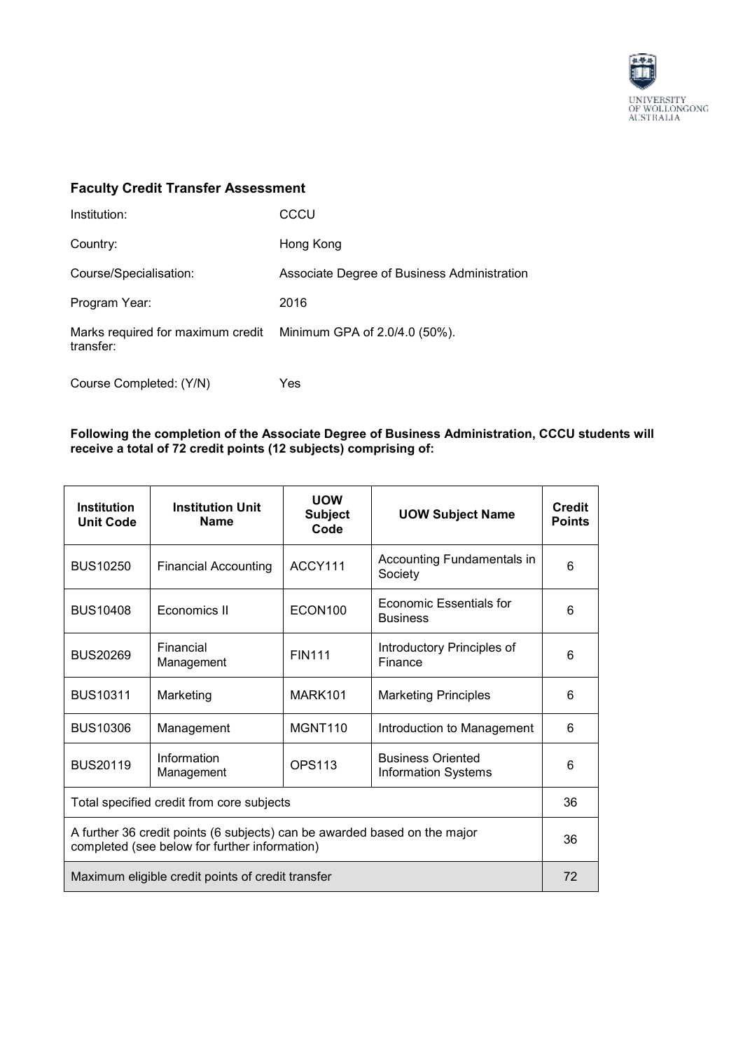## Faculty Credit Transfer Assessment

| | |
|---|---|
| Institution: | CCCU |
| Country: | Hong Kong |
| Course/Specialisation: | Associate Degree of Business Administration |
| Program Year: | 2016 |
| Marks required for maximum credit transfer: | Minimum GPA of 2.0/4.0 (50%). |
| Course Completed: (Y/N) | Yes |

**Following the completion of the Associate Degree of Business Administration, CCCU students will receive a total of 72 credit points (12 subjects) comprising of:**

| Institution Unit Code | Institution Unit Name | UOW Subject Code | UOW Subject Name | Credit Points |
|---|---|---|---|---|
| BUS10250 | Financial Accounting | ACCY111 | Accounting Fundamentals in Society | 6 |
| BUS10408 | Economics II | ECON100 | Economic Essentials for Business | 6 |
| BUS20269 | Financial Management | FIN111 | Introductory Principles of Finance | 6 |
| BUS10311 | Marketing | MARK101 | Marketing Principles | 6 |
| BUS10306 | Management | MGNT110 | Introduction to Management | 6 |
| BUS20119 | Information Management | OPS113 | Business Oriented Information Systems | 6 |
| Total specified credit from core subjects | | | | 36 |
| A further 36 credit points (6 subjects) can be awarded based on the major completed (see below for further information) | | | | 36 |
| Maximum eligible credit points of credit transfer | | | | 72 |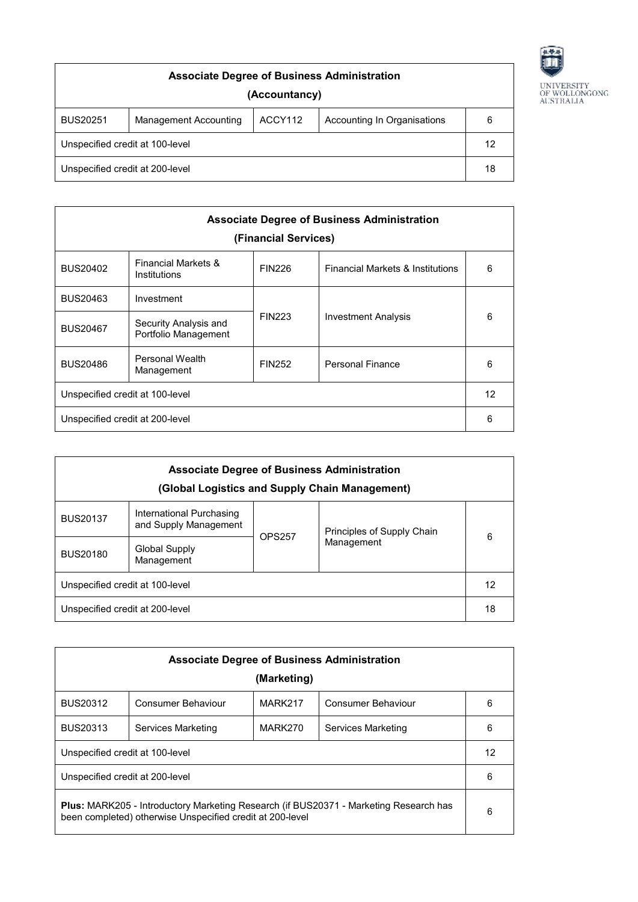| Associate Degree of Business Administration (Accountancy) | | | | |
|---|---|---|---|---|
| BUS20251 | Management Accounting | ACCY112 | Accounting In Organisations | 6 |
| Unspecified credit at 100-level | | | | 12 |
| Unspecified credit at 200-level | | | | 18 |

| Associate Degree of Business Administration (Financial Services) | | | | |
|---|---|---|---|---|
| BUS20402 | Financial Markets & Institutions | FIN226 | Financial Markets & Institutions | 6 |
| BUS20463 | Investment | FIN223 | Investment Analysis | 6 |
| BUS20467 | Security Analysis and Portfolio Management | | | |
| BUS20486 | Personal Wealth Management | FIN252 | Personal Finance | 6 |
| Unspecified credit at 100-level | | | | 12 |
| Unspecified credit at 200-level | | | | 6 |

| Associate Degree of Business Administration (Global Logistics and Supply Chain Management) | | | | |
|---|---|---|---|---|
| BUS20137 | International Purchasing and Supply Management | OPS257 | Principles of Supply Chain Management | 6 |
| BUS20180 | Global Supply Management | | | |
| Unspecified credit at 100-level | | | | 12 |
| Unspecified credit at 200-level | | | | 18 |

| Associate Degree of Business Administration (Marketing) | | | | |
|---|---|---|---|---|
| BUS20312 | Consumer Behaviour | MARK217 | Consumer Behaviour | 6 |
| BUS20313 | Services Marketing | MARK270 | Services Marketing | 6 |
| Unspecified credit at 100-level | | | | 12 |
| Unspecified credit at 200-level | | | | 6 |
| **Plus:** MARK205 - Introductory Marketing Research (if BUS20371 - Marketing Research has been completed) otherwise Unspecified credit at 200-level | | | | 6 |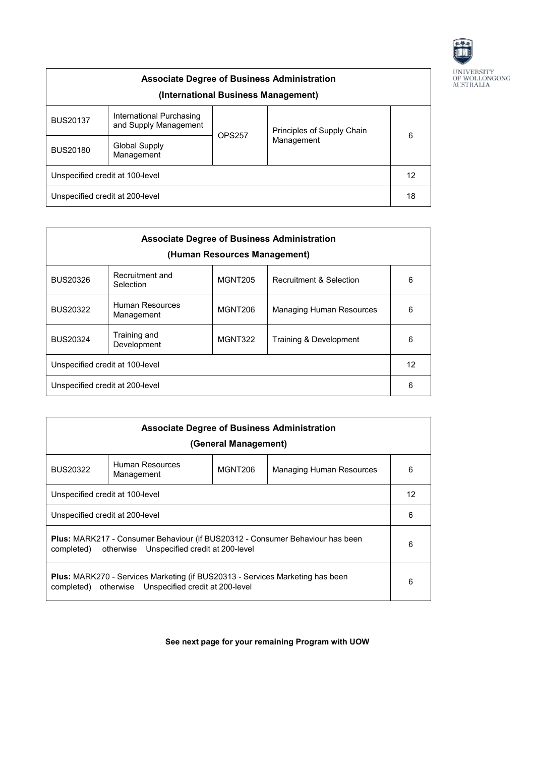| Associate Degree of Business Administration (International Business Management) | | | | |
|---|---|---|---|---|
| BUS20137 | International Purchasing and Supply Management | OPS257 | Principles of Supply Chain Management | 6 |
| BUS20180 | Global Supply Management | | | |
| Unspecified credit at 100-level | | | | 12 |
| Unspecified credit at 200-level | | | | 18 |

| Associate Degree of Business Administration (Human Resources Management) | | | | |
|---|---|---|---|---|
| BUS20326 | Recruitment and Selection | MGNT205 | Recruitment & Selection | 6 |
| BUS20322 | Human Resources Management | MGNT206 | Managing Human Resources | 6 |
| BUS20324 | Training and Development | MGNT322 | Training & Development | 6 |
| Unspecified credit at 100-level | | | | 12 |
| Unspecified credit at 200-level | | | | 6 |

| Associate Degree of Business Administration (General Management) | | | | |
|---|---|---|---|---|
| BUS20322 | Human Resources Management | MGNT206 | Managing Human Resources | 6 |
| Unspecified credit at 100-level | | | | 12 |
| Unspecified credit at 200-level | | | | 6 |
| **Plus:** MARK217 - Consumer Behaviour (if BUS20312 - Consumer Behaviour has been completed) otherwise Unspecified credit at 200-level | | | | 6 |
| **Plus:** MARK270 - Services Marketing (if BUS20313 - Services Marketing has been completed) otherwise Unspecified credit at 200-level | | | | 6 |

**See next page for your remaining Program with UOW**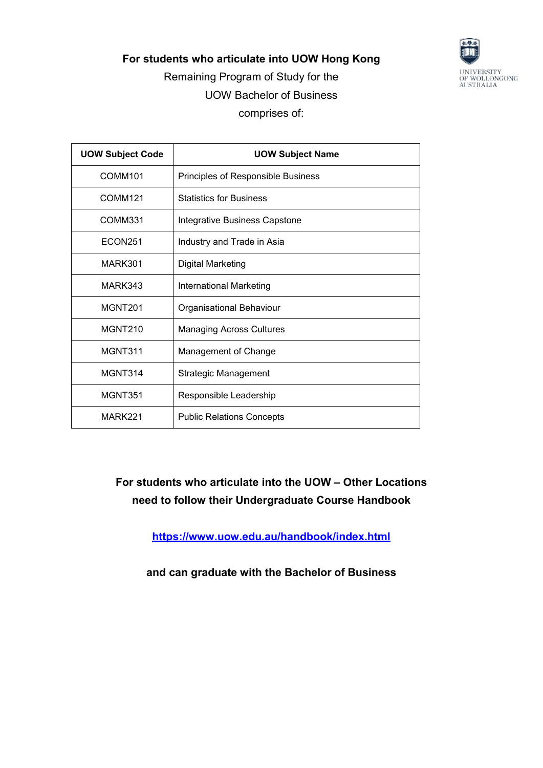**For students who articulate into UOW Hong Kong**

Remaining Program of Study for the

UOW Bachelor of Business

comprises of:

| UOW Subject Code | UOW Subject Name |
|---|---|
| COMM101 | Principles of Responsible Business |
| COMM121 | Statistics for Business |
| COMM331 | Integrative Business Capstone |
| ECON251 | Industry and Trade in Asia |
| MARK301 | Digital Marketing |
| MARK343 | International Marketing |
| MGNT201 | Organisational Behaviour |
| MGNT210 | Managing Across Cultures |
| MGNT311 | Management of Change |
| MGNT314 | Strategic Management |
| MGNT351 | Responsible Leadership |
| MARK221 | Public Relations Concepts |

**For students who articulate into the UOW – Other Locations need to follow their Undergraduate Course Handbook**

**https://www.uow.edu.au/handbook/index.html**

**and can graduate with the Bachelor of Business**